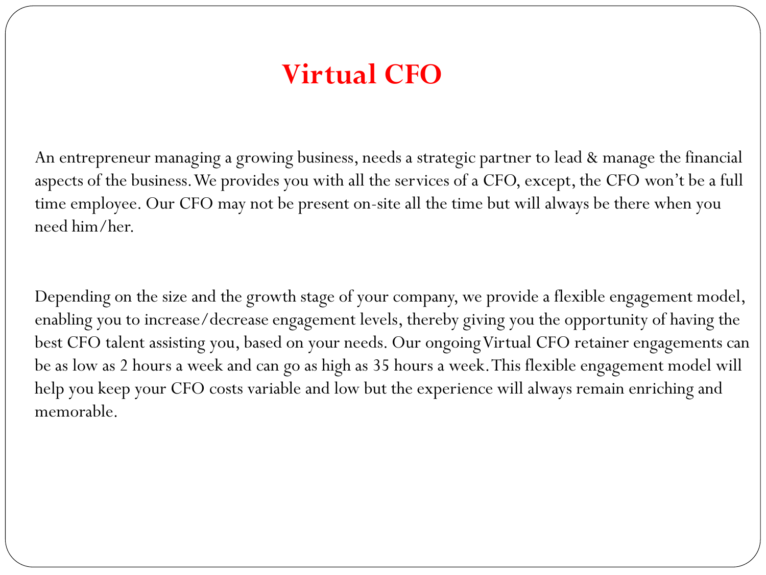# Virtual CFO

An entrepreneur managing a growing business, needs a strategic partner to lead & manage the financial aspects of the business. We provides you with all the services of a CFO, except, the CFO won't be a full time employee. Our CFO may not be present on-site all the time but will always be there when you need him/her.

Depending on the size and the growth stage of your company, we provide a flexible engagement model, enabling you to increase/decrease engagement levels, thereby giving you the opportunity of having the best CFO talent assisting you, based on your needs. Our ongoing Virtual CFO retainer engagements can be as low as 2 hours a week and can go as high as 35 hours a week. This flexible engagement model will help you keep your CFO costs variable and low but the experience will always remain enriching and memorable.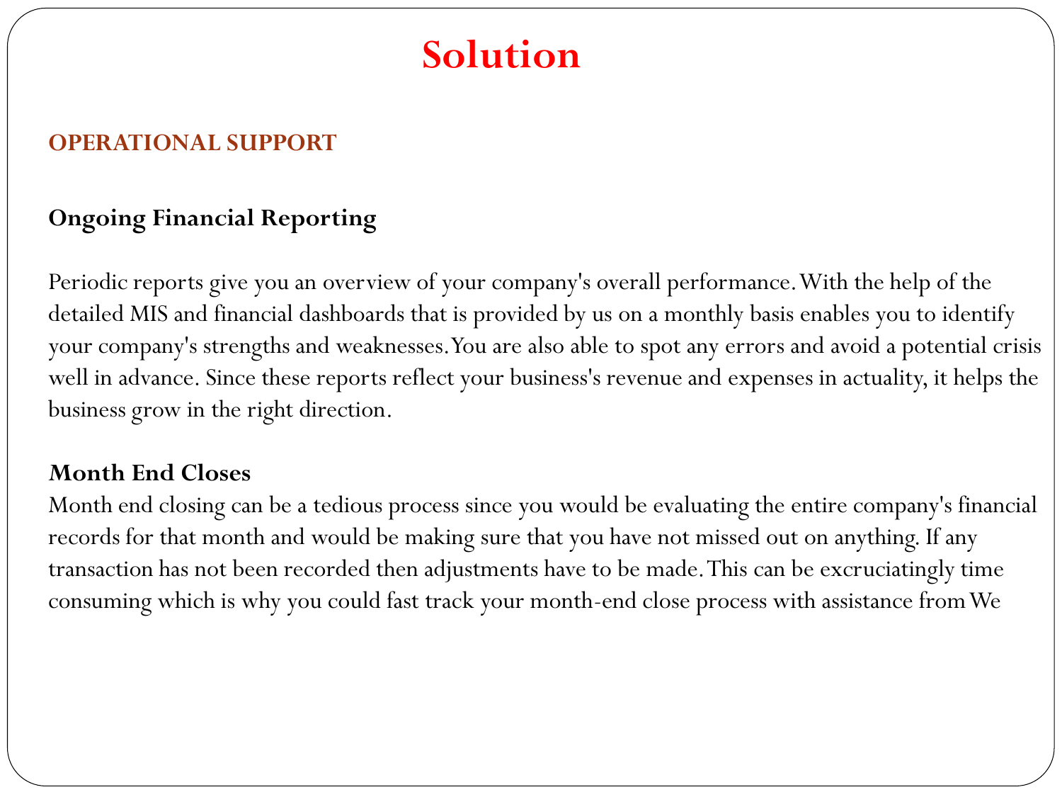# Solution

## OPERATIONAL SUPPORT

### Ongoing Financial Reporting

Periodic reports give you an overview of your company's overall performance. With the help of the detailed MIS and financial dashboards that is provided by us on a monthly basis enables you to identify your company's strengths and weaknesses. You are also able to spot any errors and avoid a potential crisis well in advance. Since these reports reflect your business's revenue and expenses in actuality, it helps the business grow in the right direction.

### Month End Closes

Month end closing can be a tedious process since you would be evaluating the entire company's financial records for that month and would be making sure that you have not missed out on anything. If any transaction has not been recorded then adjustments have to be made. This can be excruciatingly time consuming which is why you could fast track your month-end close process with assistance from We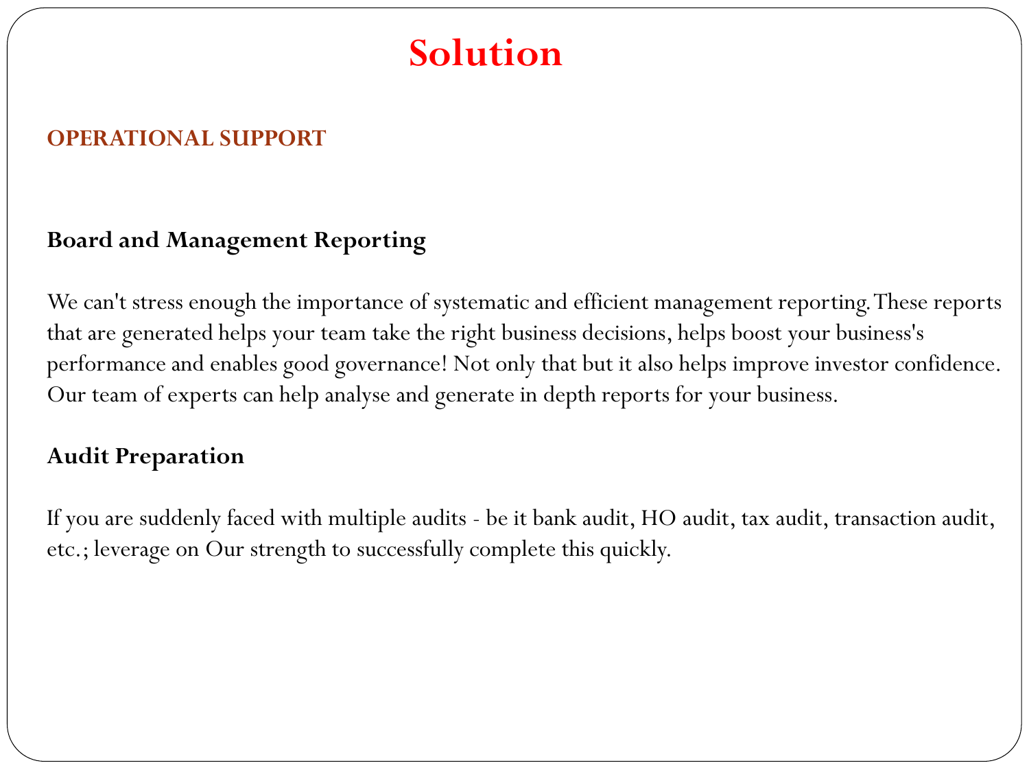# Solution

## OPERATIONAL SUPPORT

### Board and Management Reporting

We can't stress enough the importance of systematic and efficient management reporting. These reports that are generated helps your team take the right business decisions, helps boost your business's performance and enables good governance! Not only that but it also helps improve investor confidence. Our team of experts can help analyse and generate in depth reports for your business.

### Audit Preparation

If you are suddenly faced with multiple audits - be it bank audit, HO audit, tax audit, transaction audit, etc.; leverage on Our strength to successfully complete this quickly.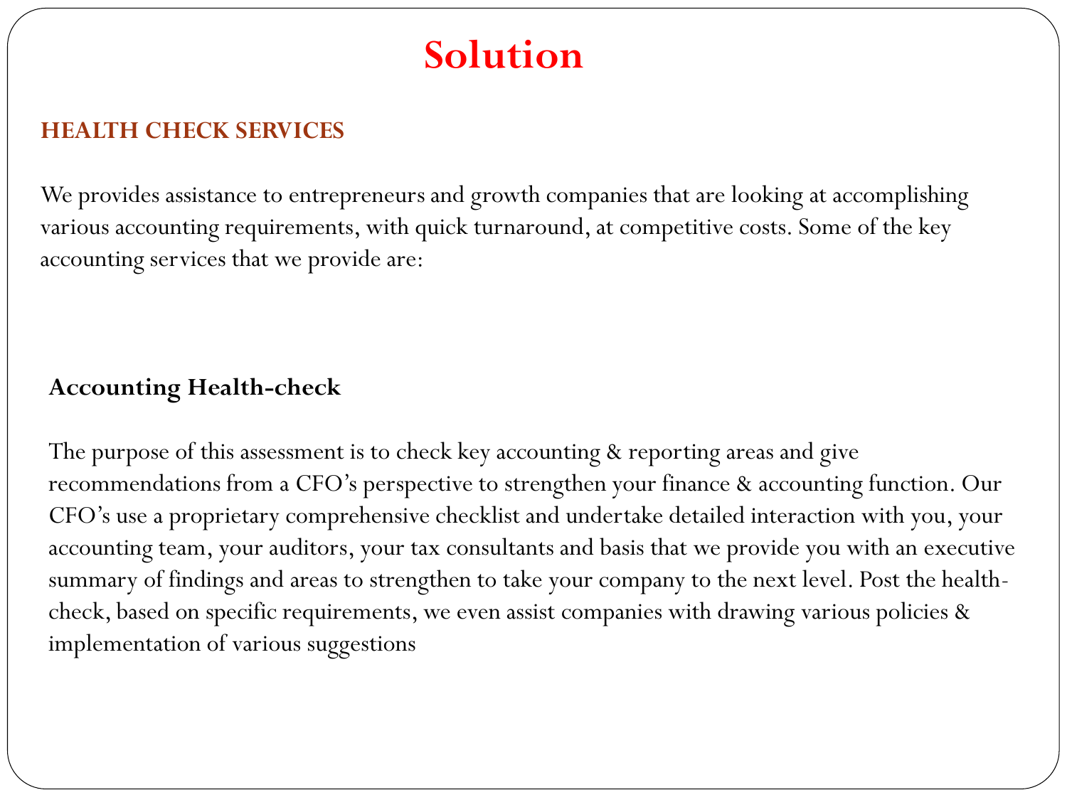# Solution

## HEALTH CHECK SERVICES

We provides assistance to entrepreneurs and growth companies that are looking at accomplishing various accounting requirements, with quick turnaround, at competitive costs. Some of the key accounting services that we provide are:

### Accounting Health-check

The purpose of this assessment is to check key accounting & reporting areas and give recommendations from a CFO's perspective to strengthen your finance & accounting function. Our CFO's use a proprietary comprehensive checklist and undertake detailed interaction with you, your accounting team, your auditors, your tax consultants and basis that we provide you with an executive summary of findings and areas to strengthen to take your company to the next level. Post the health-check, based on specific requirements, we even assist companies with drawing various policies & implementation of various suggestions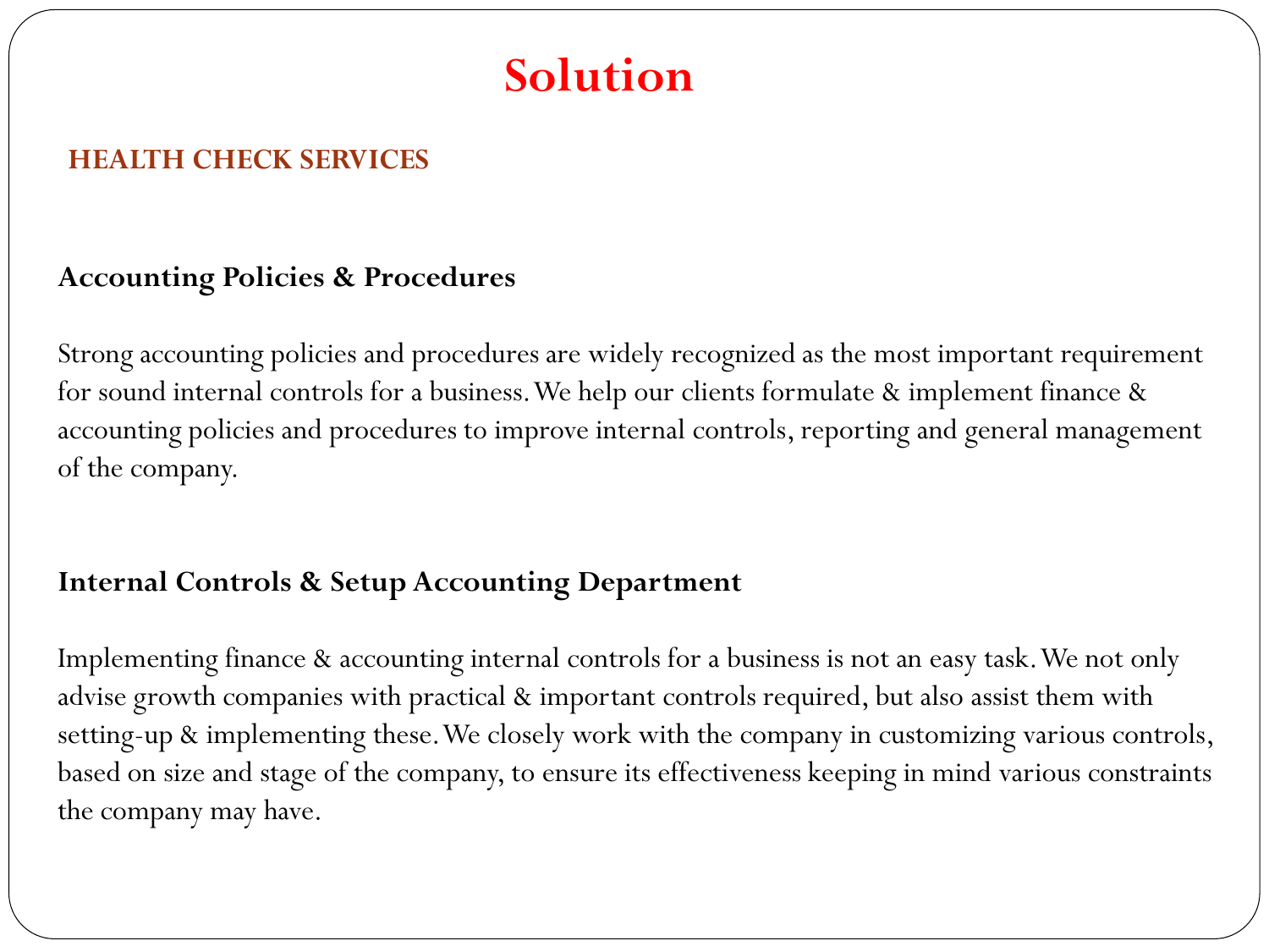# Solution

## HEALTH CHECK SERVICES

### Accounting Policies & Procedures

Strong accounting policies and procedures are widely recognized as the most important requirement for sound internal controls for a business. We help our clients formulate & implement finance & accounting policies and procedures to improve internal controls, reporting and general management of the company.

### Internal Controls & Setup Accounting Department

Implementing finance & accounting internal controls for a business is not an easy task. We not only advise growth companies with practical & important controls required, but also assist them with setting-up & implementing these. We closely work with the company in customizing various controls, based on size and stage of the company, to ensure its effectiveness keeping in mind various constraints the company may have.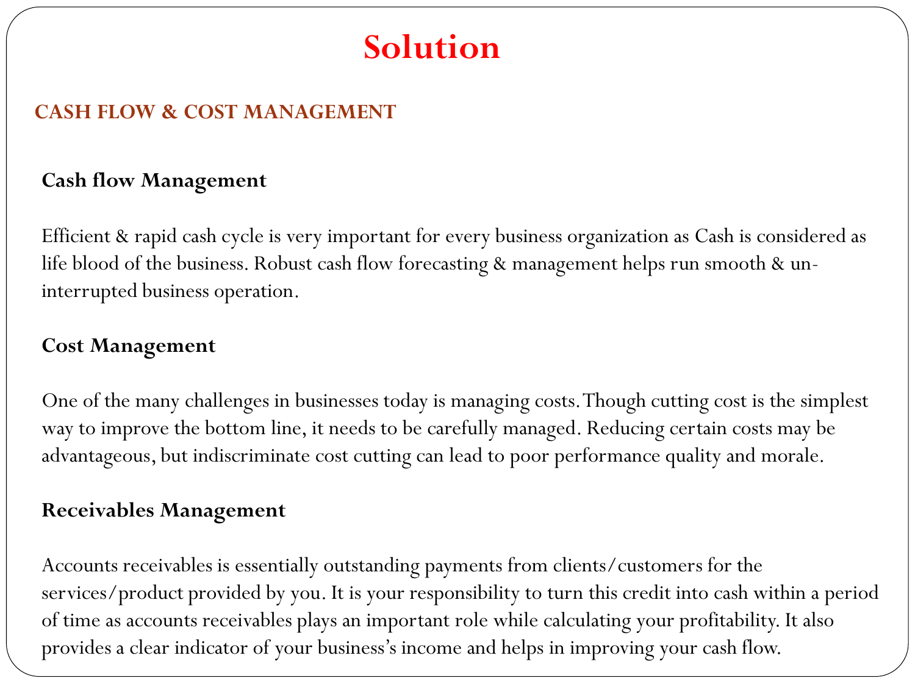# Solution

## CASH FLOW & COST MANAGEMENT

### Cash flow Management

Efficient & rapid cash cycle is very important for every business organization as Cash is considered as life blood of the business. Robust cash flow forecasting & management helps run smooth & un-interrupted business operation.

### Cost Management

One of the many challenges in businesses today is managing costs. Though cutting cost is the simplest way to improve the bottom line, it needs to be carefully managed. Reducing certain costs may be advantageous, but indiscriminate cost cutting can lead to poor performance quality and morale.

### Receivables Management

Accounts receivables is essentially outstanding payments from clients/customers for the services/product provided by you. It is your responsibility to turn this credit into cash within a period of time as accounts receivables plays an important role while calculating your profitability. It also provides a clear indicator of your business's income and helps in improving your cash flow.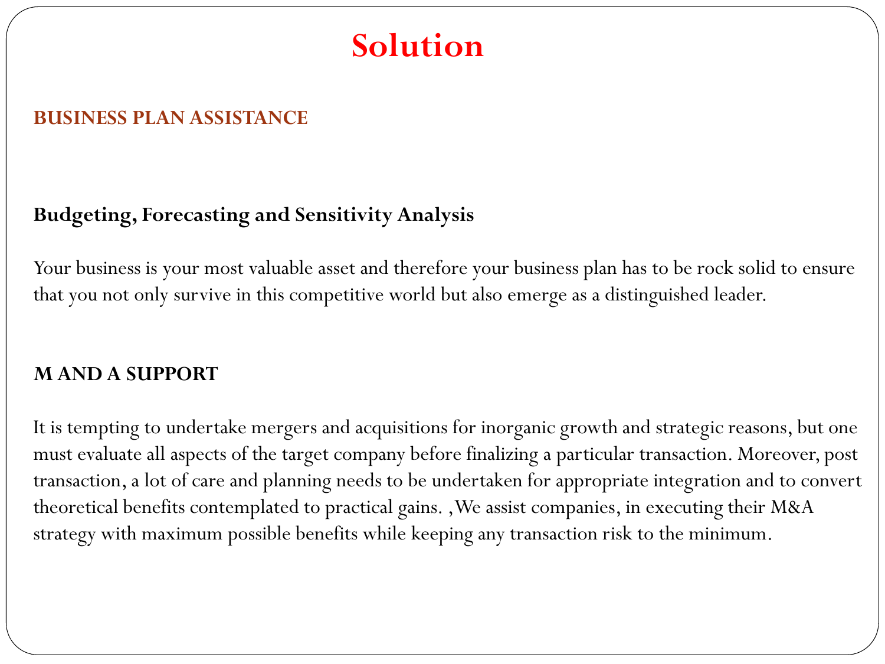# Solution

## BUSINESS PLAN ASSISTANCE

### Budgeting, Forecasting and Sensitivity Analysis

Your business is your most valuable asset and therefore your business plan has to be rock solid to ensure that you not only survive in this competitive world but also emerge as a distinguished leader.

### M AND A SUPPORT

It is tempting to undertake mergers and acquisitions for inorganic growth and strategic reasons, but one must evaluate all aspects of the target company before finalizing a particular transaction. Moreover, post transaction, a lot of care and planning needs to be undertaken for appropriate integration and to convert theoretical benefits contemplated to practical gains. ,We assist companies, in executing their M&A strategy with maximum possible benefits while keeping any transaction risk to the minimum.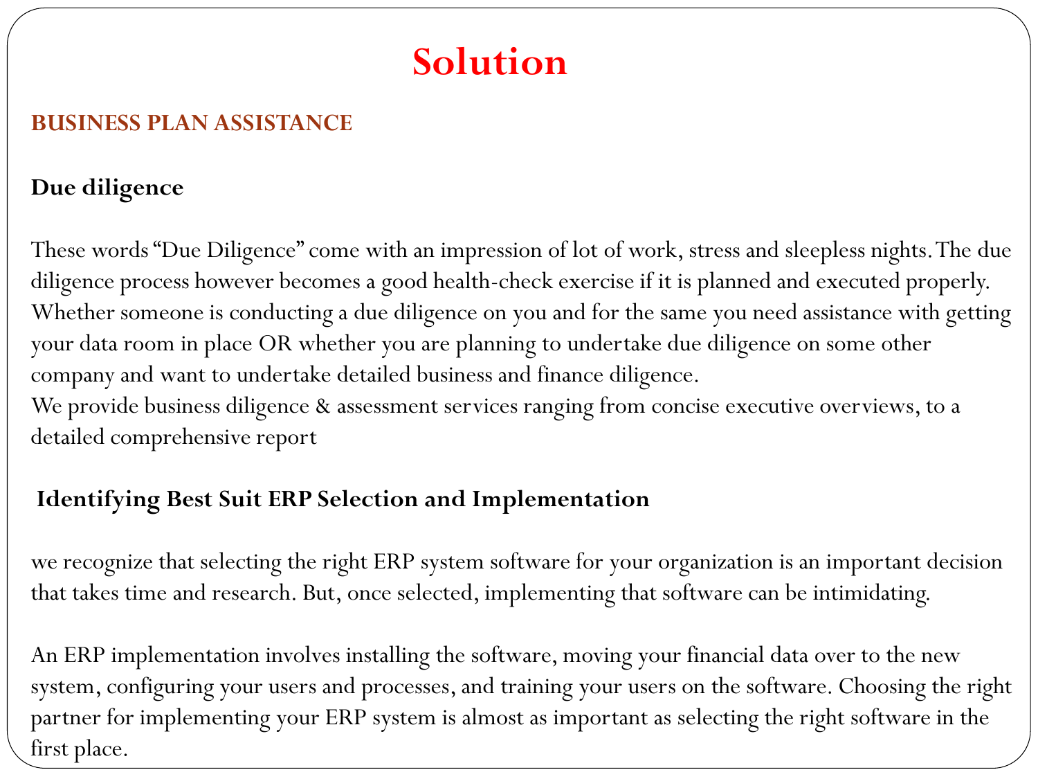# Solution

## BUSINESS PLAN ASSISTANCE

### Due diligence

These words "Due Diligence" come with an impression of lot of work, stress and sleepless nights. The due diligence process however becomes a good health-check exercise if it is planned and executed properly. Whether someone is conducting a due diligence on you and for the same you need assistance with getting your data room in place OR whether you are planning to undertake due diligence on some other company and want to undertake detailed business and finance diligence.
We provide business diligence & assessment services ranging from concise executive overviews, to a detailed comprehensive report

### Identifying Best Suit ERP Selection and Implementation

we recognize that selecting the right ERP system software for your organization is an important decision that takes time and research. But, once selected, implementing that software can be intimidating.

An ERP implementation involves installing the software, moving your financial data over to the new system, configuring your users and processes, and training your users on the software. Choosing the right partner for implementing your ERP system is almost as important as selecting the right software in the first place.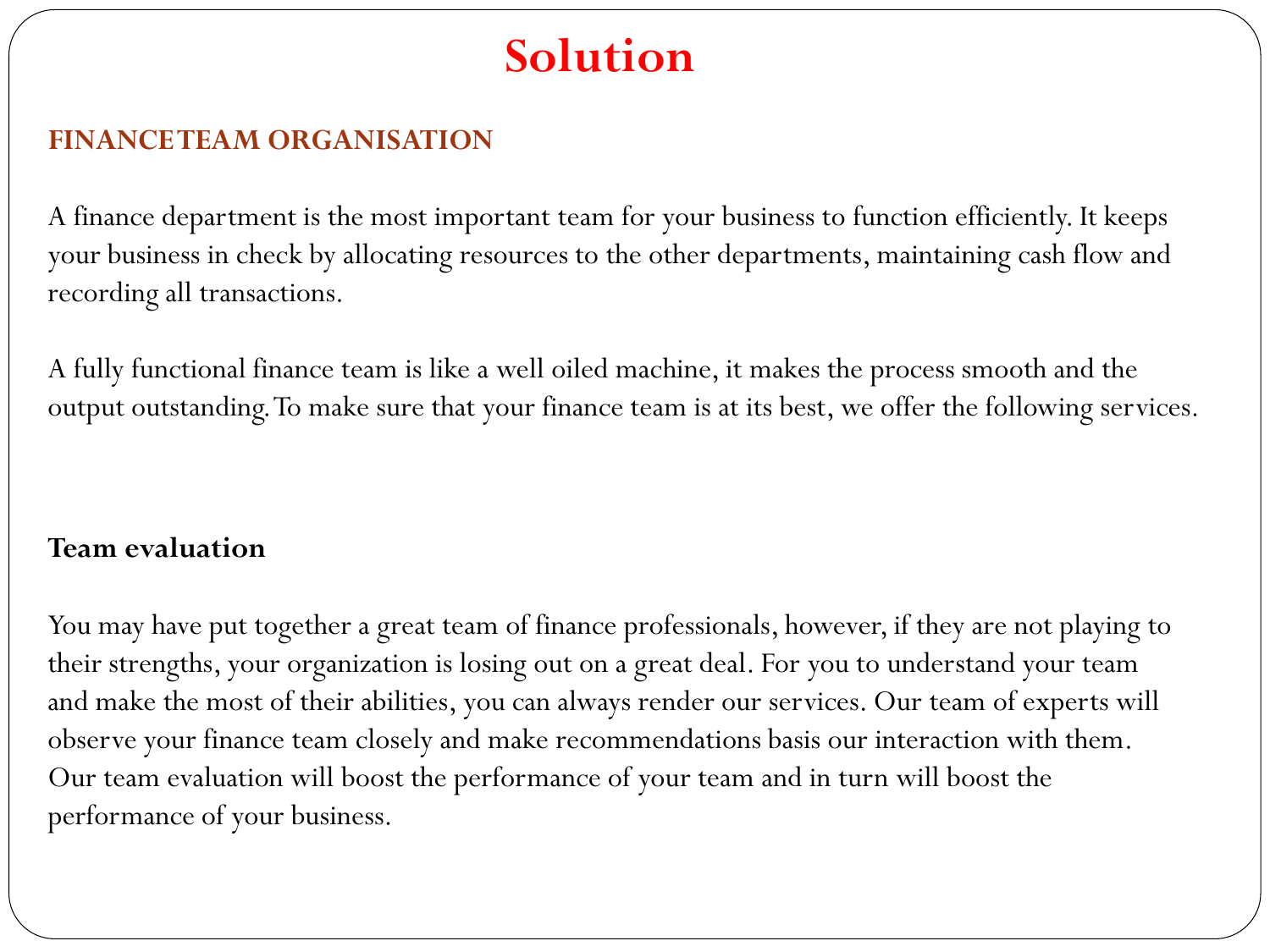# Solution

## FINANCE TEAM ORGANISATION

A finance department is the most important team for your business to function efficiently. It keeps your business in check by allocating resources to the other departments, maintaining cash flow and recording all transactions.

A fully functional finance team is like a well oiled machine, it makes the process smooth and the output outstanding. To make sure that your finance team is at its best, we offer the following services.

### Team evaluation

You may have put together a great team of finance professionals, however, if they are not playing to their strengths, your organization is losing out on a great deal. For you to understand your team and make the most of their abilities, you can always render our services. Our team of experts will observe your finance team closely and make recommendations basis our interaction with them. Our team evaluation will boost the performance of your team and in turn will boost the performance of your business.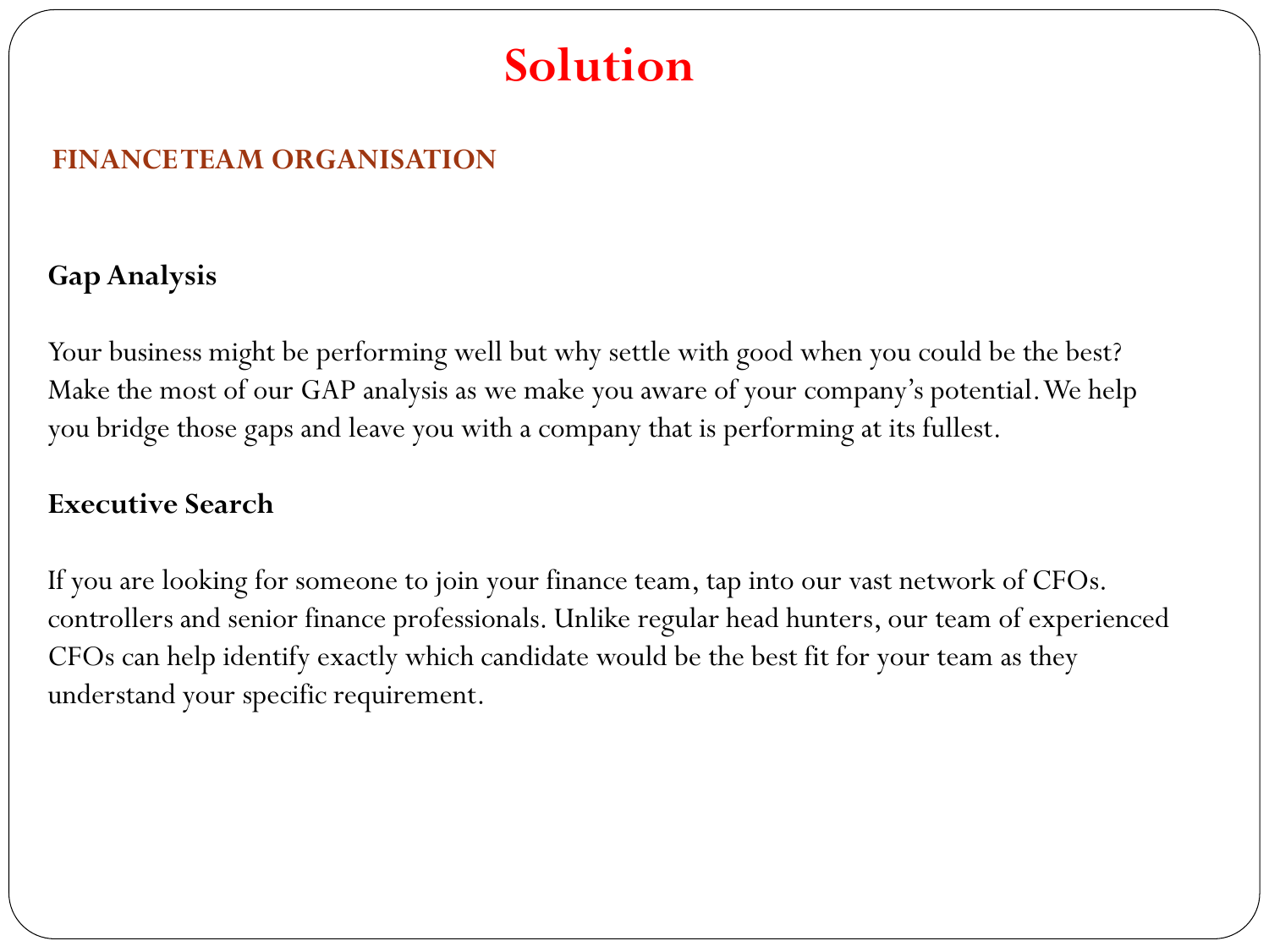# Solution

## FINANCETEAM ORGANISATION

### Gap Analysis

Your business might be performing well but why settle with good when you could be the best? Make the most of our GAP analysis as we make you aware of your company's potential. We help you bridge those gaps and leave you with a company that is performing at its fullest.

### Executive Search

If you are looking for someone to join your finance team, tap into our vast network of CFOs. controllers and senior finance professionals. Unlike regular head hunters, our team of experienced CFOs can help identify exactly which candidate would be the best fit for your team as they understand your specific requirement.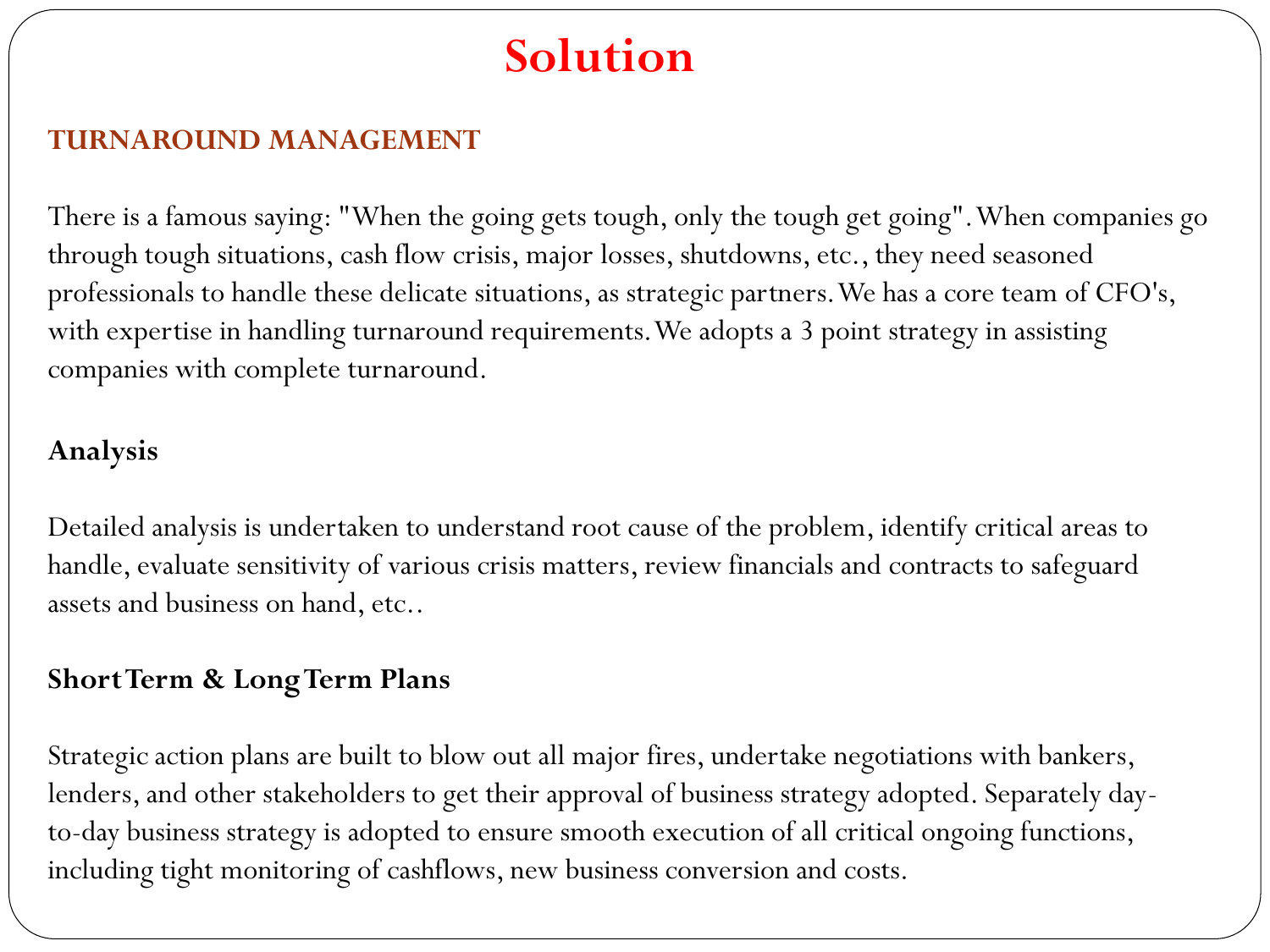# Solution

## TURNAROUND MANAGEMENT

There is a famous saying: "When the going gets tough, only the tough get going". When companies go through tough situations, cash flow crisis, major losses, shutdowns, etc., they need seasoned professionals to handle these delicate situations, as strategic partners. We has a core team of CFO's, with expertise in handling turnaround requirements. We adopts a 3 point strategy in assisting companies with complete turnaround.

### Analysis

Detailed analysis is undertaken to understand root cause of the problem, identify critical areas to handle, evaluate sensitivity of various crisis matters, review financials and contracts to safeguard assets and business on hand, etc..

### Short Term & Long Term Plans

Strategic action plans are built to blow out all major fires, undertake negotiations with bankers, lenders, and other stakeholders to get their approval of business strategy adopted. Separately day-to-day business strategy is adopted to ensure smooth execution of all critical ongoing functions, including tight monitoring of cashflows, new business conversion and costs.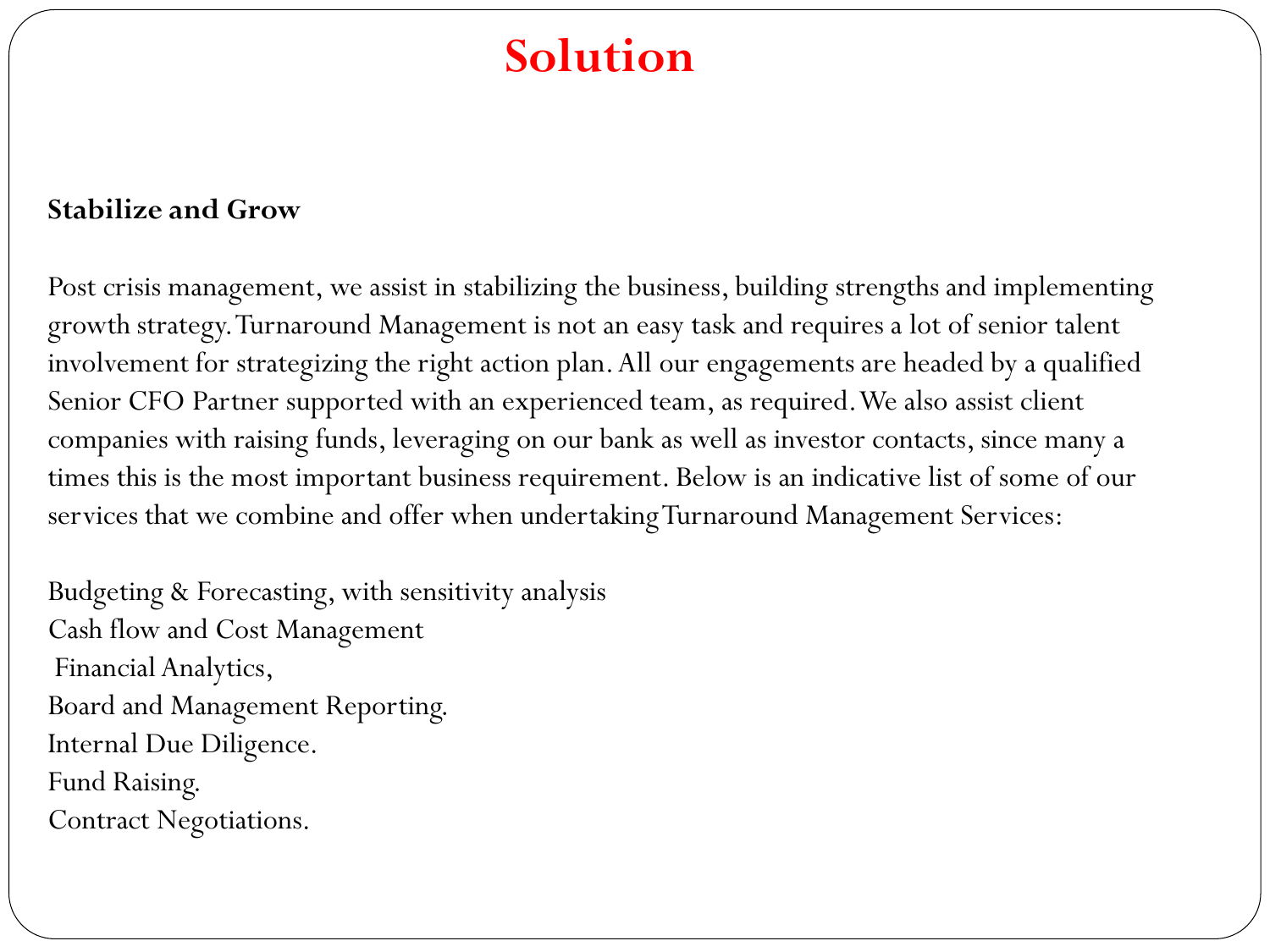# Solution

**Stabilize and Grow**

Post crisis management, we assist in stabilizing the business, building strengths and implementing growth strategy. Turnaround Management is not an easy task and requires a lot of senior talent involvement for strategizing the right action plan. All our engagements are headed by a qualified Senior CFO Partner supported with an experienced team, as required. We also assist client companies with raising funds, leveraging on our bank as well as investor contacts, since many a times this is the most important business requirement. Below is an indicative list of some of our services that we combine and offer when undertaking Turnaround Management Services:

Budgeting & Forecasting, with sensitivity analysis
Cash flow and Cost Management
Financial Analytics,
Board and Management Reporting.
Internal Due Diligence.
Fund Raising.
Contract Negotiations.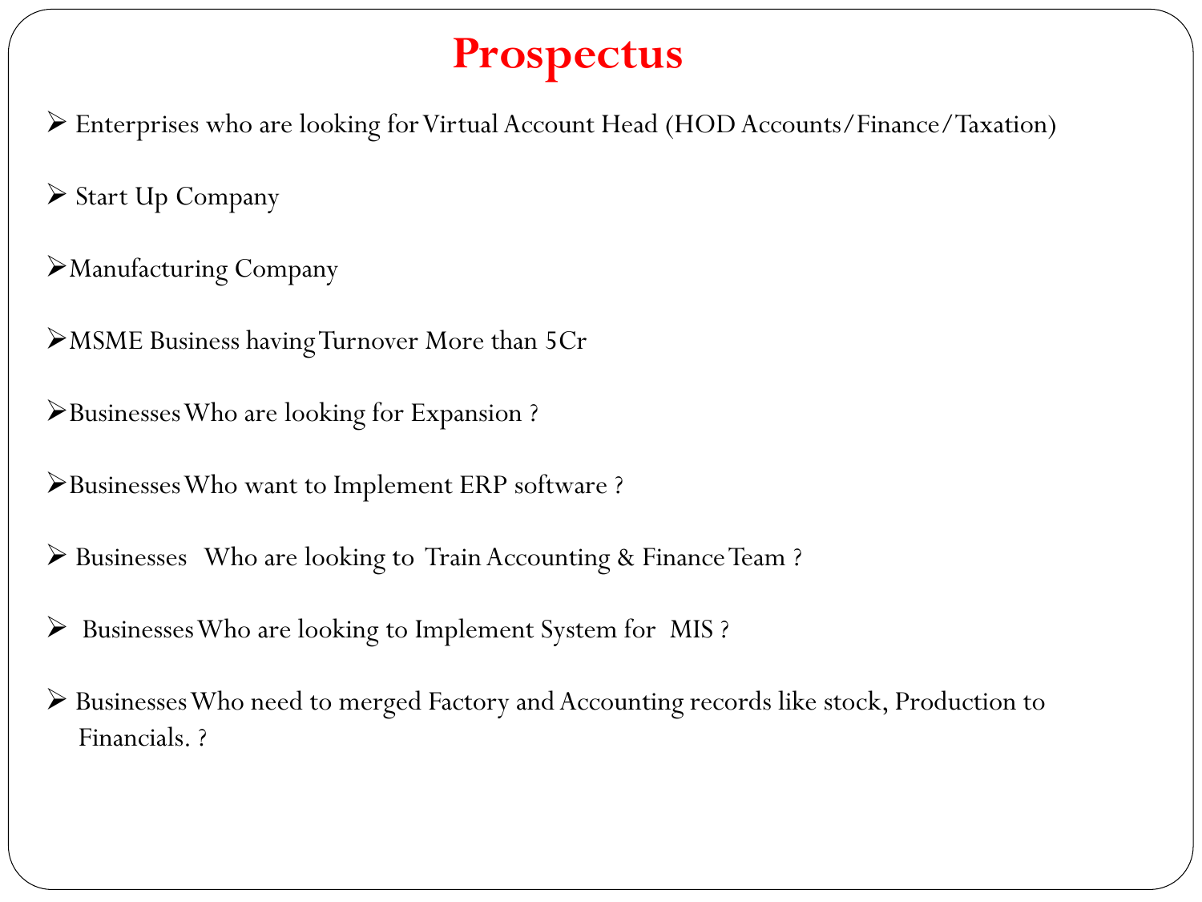# Prospectus

- Enterprises who are looking for Virtual Account Head (HOD Accounts/Finance/Taxation)
- Start Up Company
- Manufacturing Company
- MSME Business having Turnover More than 5Cr
- Businesses Who are looking for Expansion ?
- Businesses Who want to Implement ERP software ?
- Businesses Who are looking to Train Accounting & Finance Team ?
- Businesses Who are looking to Implement System for MIS ?
- Businesses Who need to merged Factory and Accounting records like stock, Production to Financials. ?